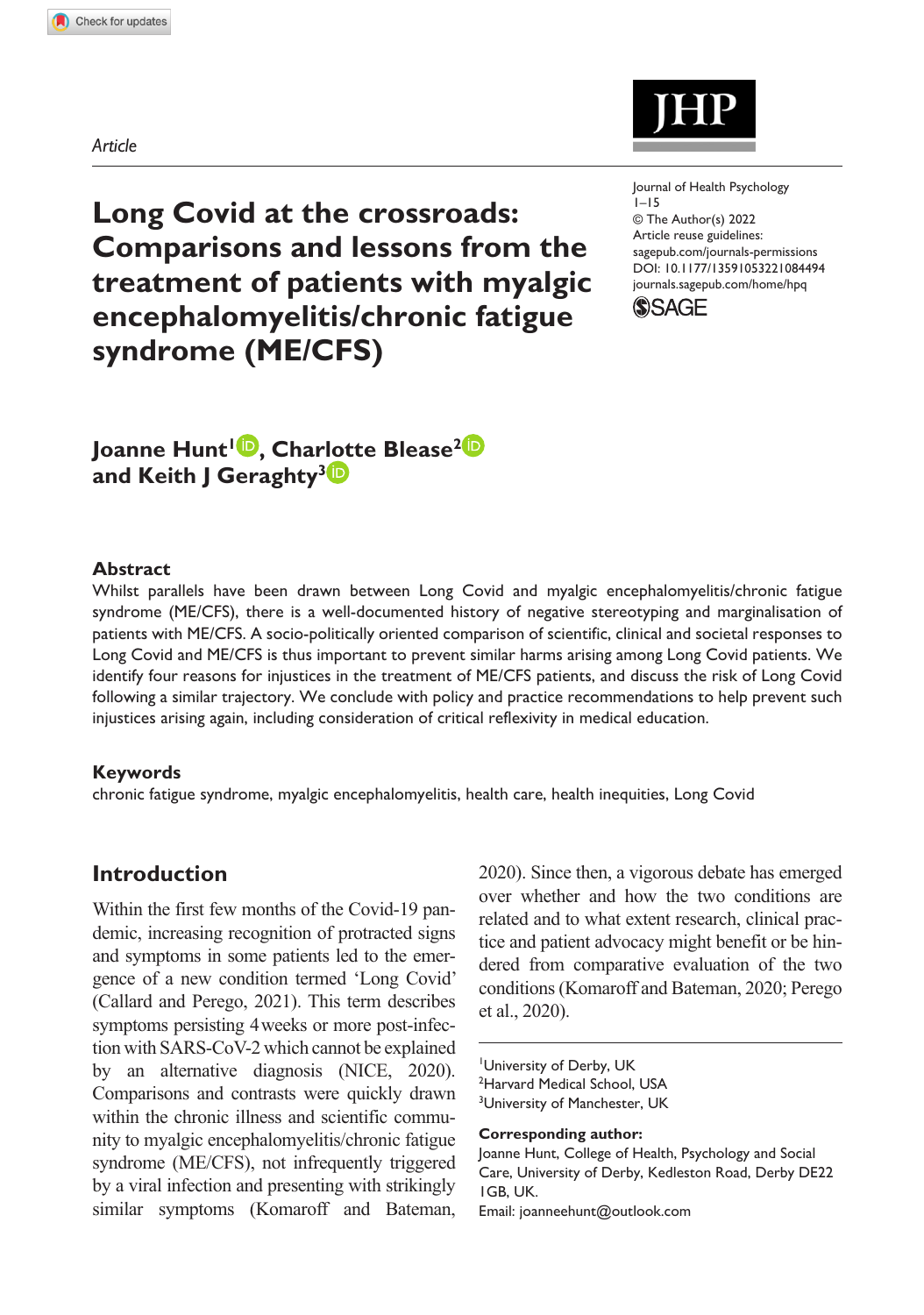Article

# Long Covid at the crossroads: Comparisons and lessons from the treatment of patients with myalgic encephalomyelitis/chronic fatigue syndrome (ME/CFS)

Journal of Health Psychology
1–15
© The Author(s) 2022
Article reuse guidelines:
sagepub.com/journals-permissions
DOI: 10.1177/13591053221084494
journals.sagepub.com/home/hpq

**Joanne Hunt[1], Charlotte Blease[2] and Keith J Geraghty[3]**

## Abstract

Whilst parallels have been drawn between Long Covid and myalgic encephalomyelitis/chronic fatigue syndrome (ME/CFS), there is a well-documented history of negative stereotyping and marginalisation of patients with ME/CFS. A socio-politically oriented comparison of scientific, clinical and societal responses to Long Covid and ME/CFS is thus important to prevent similar harms arising among Long Covid patients. We identify four reasons for injustices in the treatment of ME/CFS patients, and discuss the risk of Long Covid following a similar trajectory. We conclude with policy and practice recommendations to help prevent such injustices arising again, including consideration of critical reflexivity in medical education.

## Keywords

chronic fatigue syndrome, myalgic encephalomyelitis, health care, health inequities, Long Covid

## Introduction

Within the first few months of the Covid-19 pandemic, increasing recognition of protracted signs and symptoms in some patients led to the emergence of a new condition termed 'Long Covid' (Callard and Perego, 2021). This term describes symptoms persisting 4 weeks or more post-infection with SARS-CoV-2 which cannot be explained by an alternative diagnosis (NICE, 2020). Comparisons and contrasts were quickly drawn within the chronic illness and scientific community to myalgic encephalomyelitis/chronic fatigue syndrome (ME/CFS), not infrequently triggered by a viral infection and presenting with strikingly similar symptoms (Komaroff and Bateman, 2020). Since then, a vigorous debate has emerged over whether and how the two conditions are related and to what extent research, clinical practice and patient advocacy might benefit or be hindered from comparative evaluation of the two conditions (Komaroff and Bateman, 2020; Perego et al., 2020).

[1]University of Derby, UK
[2]Harvard Medical School, USA
[3]University of Manchester, UK

**Corresponding author:**
Joanne Hunt, College of Health, Psychology and Social Care, University of Derby, Kedleston Road, Derby DE22 1GB, UK.
Email: joanneehunt@outlook.com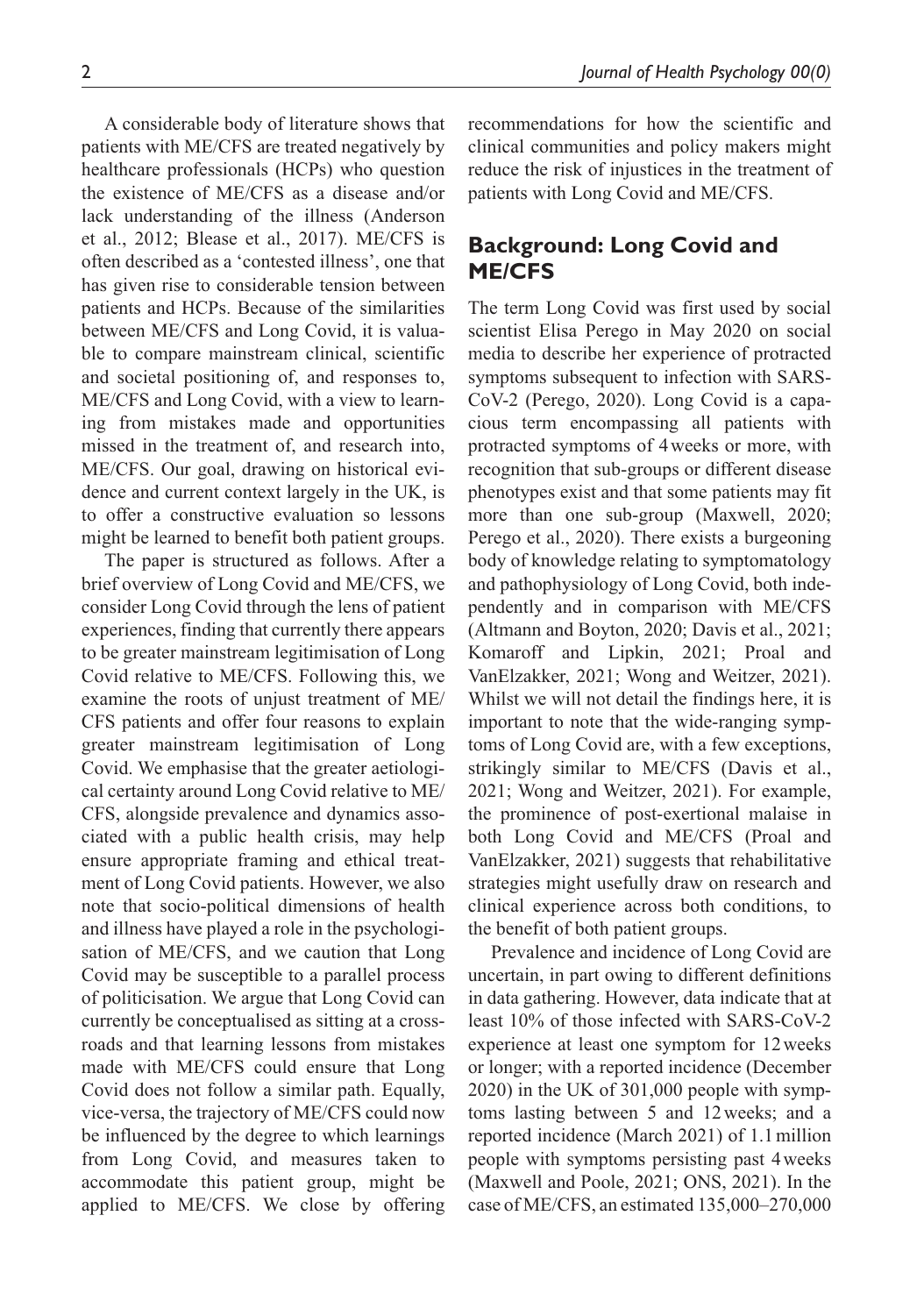A considerable body of literature shows that patients with ME/CFS are treated negatively by healthcare professionals (HCPs) who question the existence of ME/CFS as a disease and/or lack understanding of the illness (Anderson et al., 2012; Blease et al., 2017). ME/CFS is often described as a 'contested illness', one that has given rise to considerable tension between patients and HCPs. Because of the similarities between ME/CFS and Long Covid, it is valuable to compare mainstream clinical, scientific and societal positioning of, and responses to, ME/CFS and Long Covid, with a view to learning from mistakes made and opportunities missed in the treatment of, and research into, ME/CFS. Our goal, drawing on historical evidence and current context largely in the UK, is to offer a constructive evaluation so lessons might be learned to benefit both patient groups.

The paper is structured as follows. After a brief overview of Long Covid and ME/CFS, we consider Long Covid through the lens of patient experiences, finding that currently there appears to be greater mainstream legitimisation of Long Covid relative to ME/CFS. Following this, we examine the roots of unjust treatment of ME/CFS patients and offer four reasons to explain greater mainstream legitimisation of Long Covid. We emphasise that the greater aetiological certainty around Long Covid relative to ME/CFS, alongside prevalence and dynamics associated with a public health crisis, may help ensure appropriate framing and ethical treatment of Long Covid patients. However, we also note that socio-political dimensions of health and illness have played a role in the psychologisation of ME/CFS, and we caution that Long Covid may be susceptible to a parallel process of politicisation. We argue that Long Covid can currently be conceptualised as sitting at a crossroads and that learning lessons from mistakes made with ME/CFS could ensure that Long Covid does not follow a similar path. Equally, vice-versa, the trajectory of ME/CFS could now be influenced by the degree to which learnings from Long Covid, and measures taken to accommodate this patient group, might be applied to ME/CFS. We close by offering recommendations for how the scientific and clinical communities and policy makers might reduce the risk of injustices in the treatment of patients with Long Covid and ME/CFS.

## Background: Long Covid and ME/CFS

The term Long Covid was first used by social scientist Elisa Perego in May 2020 on social media to describe her experience of protracted symptoms subsequent to infection with SARS-CoV-2 (Perego, 2020). Long Covid is a capacious term encompassing all patients with protracted symptoms of 4 weeks or more, with recognition that sub-groups or different disease phenotypes exist and that some patients may fit more than one sub-group (Maxwell, 2020; Perego et al., 2020). There exists a burgeoning body of knowledge relating to symptomatology and pathophysiology of Long Covid, both independently and in comparison with ME/CFS (Altmann and Boyton, 2020; Davis et al., 2021; Komaroff and Lipkin, 2021; Proal and VanElzakker, 2021; Wong and Weitzer, 2021). Whilst we will not detail the findings here, it is important to note that the wide-ranging symptoms of Long Covid are, with a few exceptions, strikingly similar to ME/CFS (Davis et al., 2021; Wong and Weitzer, 2021). For example, the prominence of post-exertional malaise in both Long Covid and ME/CFS (Proal and VanElzakker, 2021) suggests that rehabilitative strategies might usefully draw on research and clinical experience across both conditions, to the benefit of both patient groups.

Prevalence and incidence of Long Covid are uncertain, in part owing to different definitions in data gathering. However, data indicate that at least 10% of those infected with SARS-CoV-2 experience at least one symptom for 12 weeks or longer; with a reported incidence (December 2020) in the UK of 301,000 people with symptoms lasting between 5 and 12 weeks; and a reported incidence (March 2021) of 1.1 million people with symptoms persisting past 4 weeks (Maxwell and Poole, 2021; ONS, 2021). In the case of ME/CFS, an estimated 135,000–270,000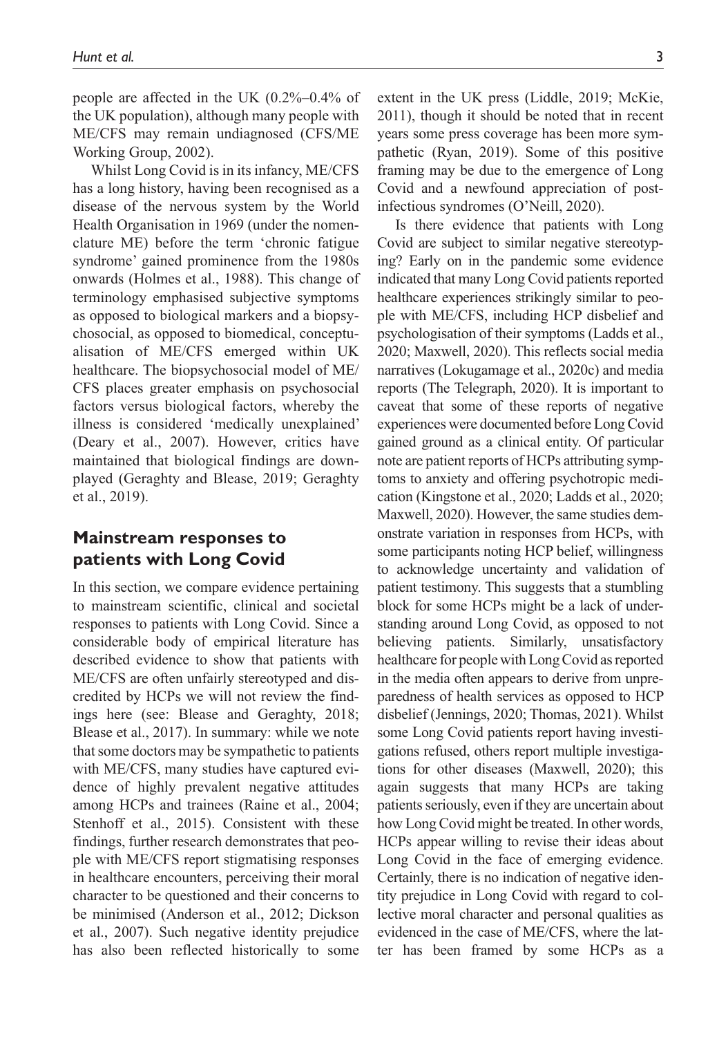people are affected in the UK (0.2%–0.4% of the UK population), although many people with ME/CFS may remain undiagnosed (CFS/ME Working Group, 2002).

Whilst Long Covid is in its infancy, ME/CFS has a long history, having been recognised as a disease of the nervous system by the World Health Organisation in 1969 (under the nomenclature ME) before the term 'chronic fatigue syndrome' gained prominence from the 1980s onwards (Holmes et al., 1988). This change of terminology emphasised subjective symptoms as opposed to biological markers and a biopsychosocial, as opposed to biomedical, conceptualisation of ME/CFS emerged within UK healthcare. The biopsychosocial model of ME/CFS places greater emphasis on psychosocial factors versus biological factors, whereby the illness is considered 'medically unexplained' (Deary et al., 2007). However, critics have maintained that biological findings are downplayed (Geraghty and Blease, 2019; Geraghty et al., 2019).

## Mainstream responses to patients with Long Covid

In this section, we compare evidence pertaining to mainstream scientific, clinical and societal responses to patients with Long Covid. Since a considerable body of empirical literature has described evidence to show that patients with ME/CFS are often unfairly stereotyped and discredited by HCPs we will not review the findings here (see: Blease and Geraghty, 2018; Blease et al., 2017). In summary: while we note that some doctors may be sympathetic to patients with ME/CFS, many studies have captured evidence of highly prevalent negative attitudes among HCPs and trainees (Raine et al., 2004; Stenhoff et al., 2015). Consistent with these findings, further research demonstrates that people with ME/CFS report stigmatising responses in healthcare encounters, perceiving their moral character to be questioned and their concerns to be minimised (Anderson et al., 2012; Dickson et al., 2007). Such negative identity prejudice has also been reflected historically to some extent in the UK press (Liddle, 2019; McKie, 2011), though it should be noted that in recent years some press coverage has been more sympathetic (Ryan, 2019). Some of this positive framing may be due to the emergence of Long Covid and a newfound appreciation of post-infectious syndromes (O'Neill, 2020).

Is there evidence that patients with Long Covid are subject to similar negative stereotyping? Early on in the pandemic some evidence indicated that many Long Covid patients reported healthcare experiences strikingly similar to people with ME/CFS, including HCP disbelief and psychologisation of their symptoms (Ladds et al., 2020; Maxwell, 2020). This reflects social media narratives (Lokugamage et al., 2020c) and media reports (The Telegraph, 2020). It is important to caveat that some of these reports of negative experiences were documented before Long Covid gained ground as a clinical entity. Of particular note are patient reports of HCPs attributing symptoms to anxiety and offering psychotropic medication (Kingstone et al., 2020; Ladds et al., 2020; Maxwell, 2020). However, the same studies demonstrate variation in responses from HCPs, with some participants noting HCP belief, willingness to acknowledge uncertainty and validation of patient testimony. This suggests that a stumbling block for some HCPs might be a lack of understanding around Long Covid, as opposed to not believing patients. Similarly, unsatisfactory healthcare for people with Long Covid as reported in the media often appears to derive from unpreparedness of health services as opposed to HCP disbelief (Jennings, 2020; Thomas, 2021). Whilst some Long Covid patients report having investigations refused, others report multiple investigations for other diseases (Maxwell, 2020); this again suggests that many HCPs are taking patients seriously, even if they are uncertain about how Long Covid might be treated. In other words, HCPs appear willing to revise their ideas about Long Covid in the face of emerging evidence. Certainly, there is no indication of negative identity prejudice in Long Covid with regard to collective moral character and personal qualities as evidenced in the case of ME/CFS, where the latter has been framed by some HCPs as a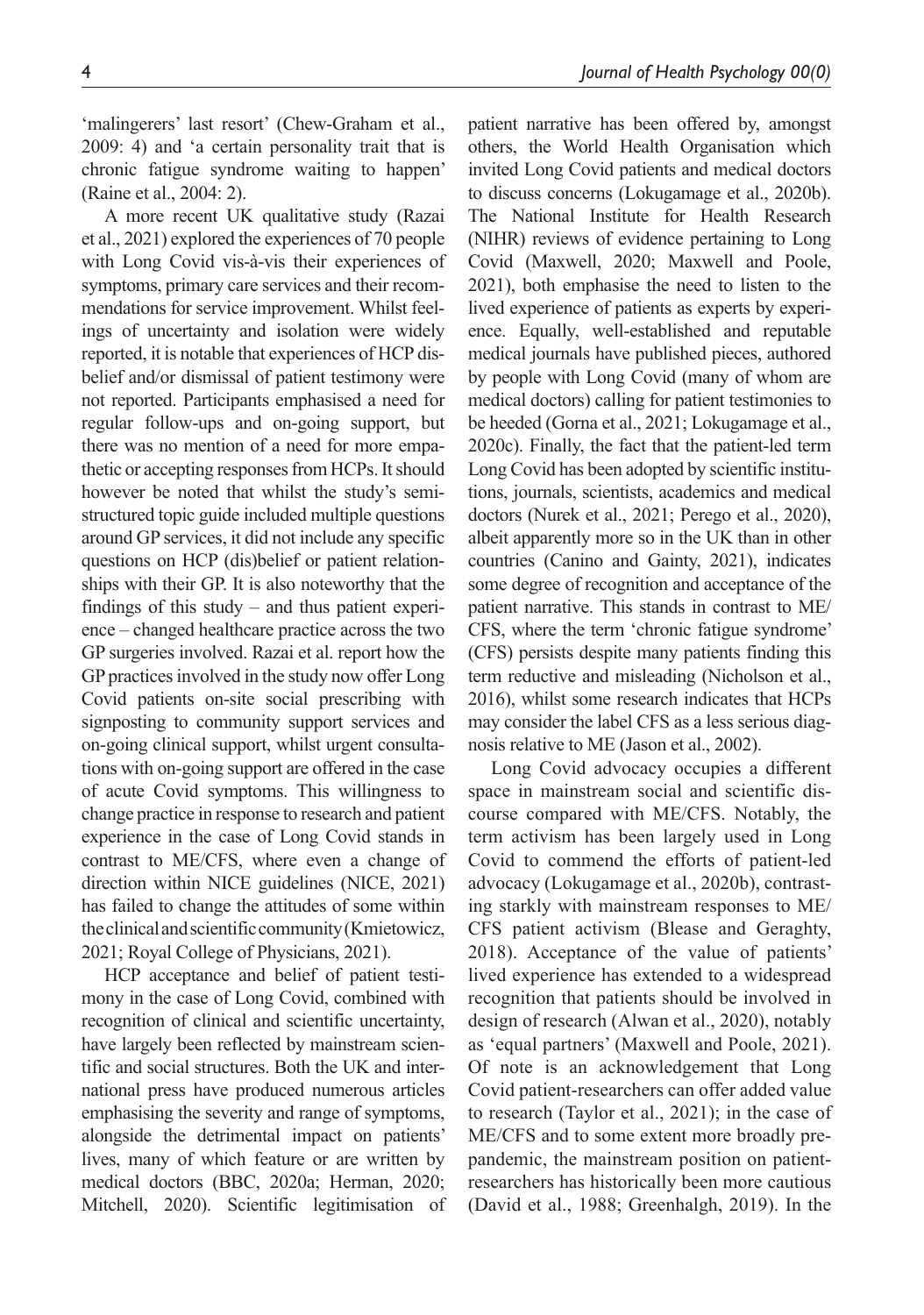'malingerers' last resort' (Chew-Graham et al., 2009: 4) and 'a certain personality trait that is chronic fatigue syndrome waiting to happen' (Raine et al., 2004: 2).

A more recent UK qualitative study (Razai et al., 2021) explored the experiences of 70 people with Long Covid vis-à-vis their experiences of symptoms, primary care services and their recommendations for service improvement. Whilst feelings of uncertainty and isolation were widely reported, it is notable that experiences of HCP disbelief and/or dismissal of patient testimony were not reported. Participants emphasised a need for regular follow-ups and on-going support, but there was no mention of a need for more empathetic or accepting responses from HCPs. It should however be noted that whilst the study's semi-structured topic guide included multiple questions around GP services, it did not include any specific questions on HCP (dis)belief or patient relationships with their GP. It is also noteworthy that the findings of this study – and thus patient experience – changed healthcare practice across the two GP surgeries involved. Razai et al. report how the GP practices involved in the study now offer Long Covid patients on-site social prescribing with signposting to community support services and on-going clinical support, whilst urgent consultations with on-going support are offered in the case of acute Covid symptoms. This willingness to change practice in response to research and patient experience in the case of Long Covid stands in contrast to ME/CFS, where even a change of direction within NICE guidelines (NICE, 2021) has failed to change the attitudes of some within the clinical and scientific community (Kmietowicz, 2021; Royal College of Physicians, 2021).

HCP acceptance and belief of patient testimony in the case of Long Covid, combined with recognition of clinical and scientific uncertainty, have largely been reflected by mainstream scientific and social structures. Both the UK and international press have produced numerous articles emphasising the severity and range of symptoms, alongside the detrimental impact on patients' lives, many of which feature or are written by medical doctors (BBC, 2020a; Herman, 2020; Mitchell, 2020). Scientific legitimisation of patient narrative has been offered by, amongst others, the World Health Organisation which invited Long Covid patients and medical doctors to discuss concerns (Lokugamage et al., 2020b). The National Institute for Health Research (NIHR) reviews of evidence pertaining to Long Covid (Maxwell, 2020; Maxwell and Poole, 2021), both emphasise the need to listen to the lived experience of patients as experts by experience. Equally, well-established and reputable medical journals have published pieces, authored by people with Long Covid (many of whom are medical doctors) calling for patient testimonies to be heeded (Gorna et al., 2021; Lokugamage et al., 2020c). Finally, the fact that the patient-led term Long Covid has been adopted by scientific institutions, journals, scientists, academics and medical doctors (Nurek et al., 2021; Perego et al., 2020), albeit apparently more so in the UK than in other countries (Canino and Gainty, 2021), indicates some degree of recognition and acceptance of the patient narrative. This stands in contrast to ME/CFS, where the term 'chronic fatigue syndrome' (CFS) persists despite many patients finding this term reductive and misleading (Nicholson et al., 2016), whilst some research indicates that HCPs may consider the label CFS as a less serious diagnosis relative to ME (Jason et al., 2002).

Long Covid advocacy occupies a different space in mainstream social and scientific discourse compared with ME/CFS. Notably, the term activism has been largely used in Long Covid to commend the efforts of patient-led advocacy (Lokugamage et al., 2020b), contrasting starkly with mainstream responses to ME/CFS patient activism (Blease and Geraghty, 2018). Acceptance of the value of patients' lived experience has extended to a widespread recognition that patients should be involved in design of research (Alwan et al., 2020), notably as 'equal partners' (Maxwell and Poole, 2021). Of note is an acknowledgement that Long Covid patient-researchers can offer added value to research (Taylor et al., 2021); in the case of ME/CFS and to some extent more broadly pre-pandemic, the mainstream position on patient-researchers has historically been more cautious (David et al., 1988; Greenhalgh, 2019). In the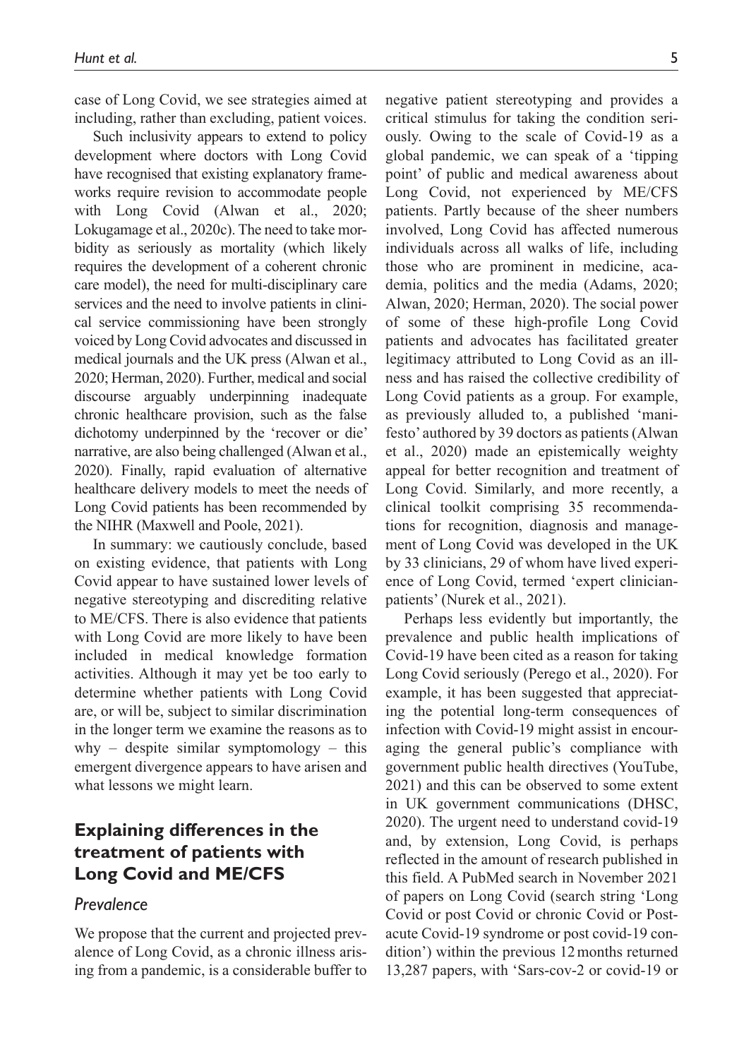case of Long Covid, we see strategies aimed at including, rather than excluding, patient voices.

Such inclusivity appears to extend to policy development where doctors with Long Covid have recognised that existing explanatory frameworks require revision to accommodate people with Long Covid (Alwan et al., 2020; Lokugamage et al., 2020c). The need to take morbidity as seriously as mortality (which likely requires the development of a coherent chronic care model), the need for multi-disciplinary care services and the need to involve patients in clinical service commissioning have been strongly voiced by Long Covid advocates and discussed in medical journals and the UK press (Alwan et al., 2020; Herman, 2020). Further, medical and social discourse arguably underpinning inadequate chronic healthcare provision, such as the false dichotomy underpinned by the 'recover or die' narrative, are also being challenged (Alwan et al., 2020). Finally, rapid evaluation of alternative healthcare delivery models to meet the needs of Long Covid patients has been recommended by the NIHR (Maxwell and Poole, 2021).

In summary: we cautiously conclude, based on existing evidence, that patients with Long Covid appear to have sustained lower levels of negative stereotyping and discrediting relative to ME/CFS. There is also evidence that patients with Long Covid are more likely to have been included in medical knowledge formation activities. Although it may yet be too early to determine whether patients with Long Covid are, or will be, subject to similar discrimination in the longer term we examine the reasons as to why – despite similar symptomology – this emergent divergence appears to have arisen and what lessons we might learn.

## Explaining differences in the treatment of patients with Long Covid and ME/CFS

### *Prevalence*

We propose that the current and projected prevalence of Long Covid, as a chronic illness arising from a pandemic, is a considerable buffer to negative patient stereotyping and provides a critical stimulus for taking the condition seriously. Owing to the scale of Covid-19 as a global pandemic, we can speak of a 'tipping point' of public and medical awareness about Long Covid, not experienced by ME/CFS patients. Partly because of the sheer numbers involved, Long Covid has affected numerous individuals across all walks of life, including those who are prominent in medicine, academia, politics and the media (Adams, 2020; Alwan, 2020; Herman, 2020). The social power of some of these high-profile Long Covid patients and advocates has facilitated greater legitimacy attributed to Long Covid as an illness and has raised the collective credibility of Long Covid patients as a group. For example, as previously alluded to, a published 'manifesto' authored by 39 doctors as patients (Alwan et al., 2020) made an epistemically weighty appeal for better recognition and treatment of Long Covid. Similarly, and more recently, a clinical toolkit comprising 35 recommendations for recognition, diagnosis and management of Long Covid was developed in the UK by 33 clinicians, 29 of whom have lived experience of Long Covid, termed 'expert clinician-patients' (Nurek et al., 2021).

Perhaps less evidently but importantly, the prevalence and public health implications of Covid-19 have been cited as a reason for taking Long Covid seriously (Perego et al., 2020). For example, it has been suggested that appreciating the potential long-term consequences of infection with Covid-19 might assist in encouraging the general public's compliance with government public health directives (YouTube, 2021) and this can be observed to some extent in UK government communications (DHSC, 2020). The urgent need to understand covid-19 and, by extension, Long Covid, is perhaps reflected in the amount of research published in this field. A PubMed search in November 2021 of papers on Long Covid (search string 'Long Covid or post Covid or chronic Covid or Post-acute Covid-19 syndrome or post covid-19 condition') within the previous 12 months returned 13,287 papers, with 'Sars-cov-2 or covid-19 or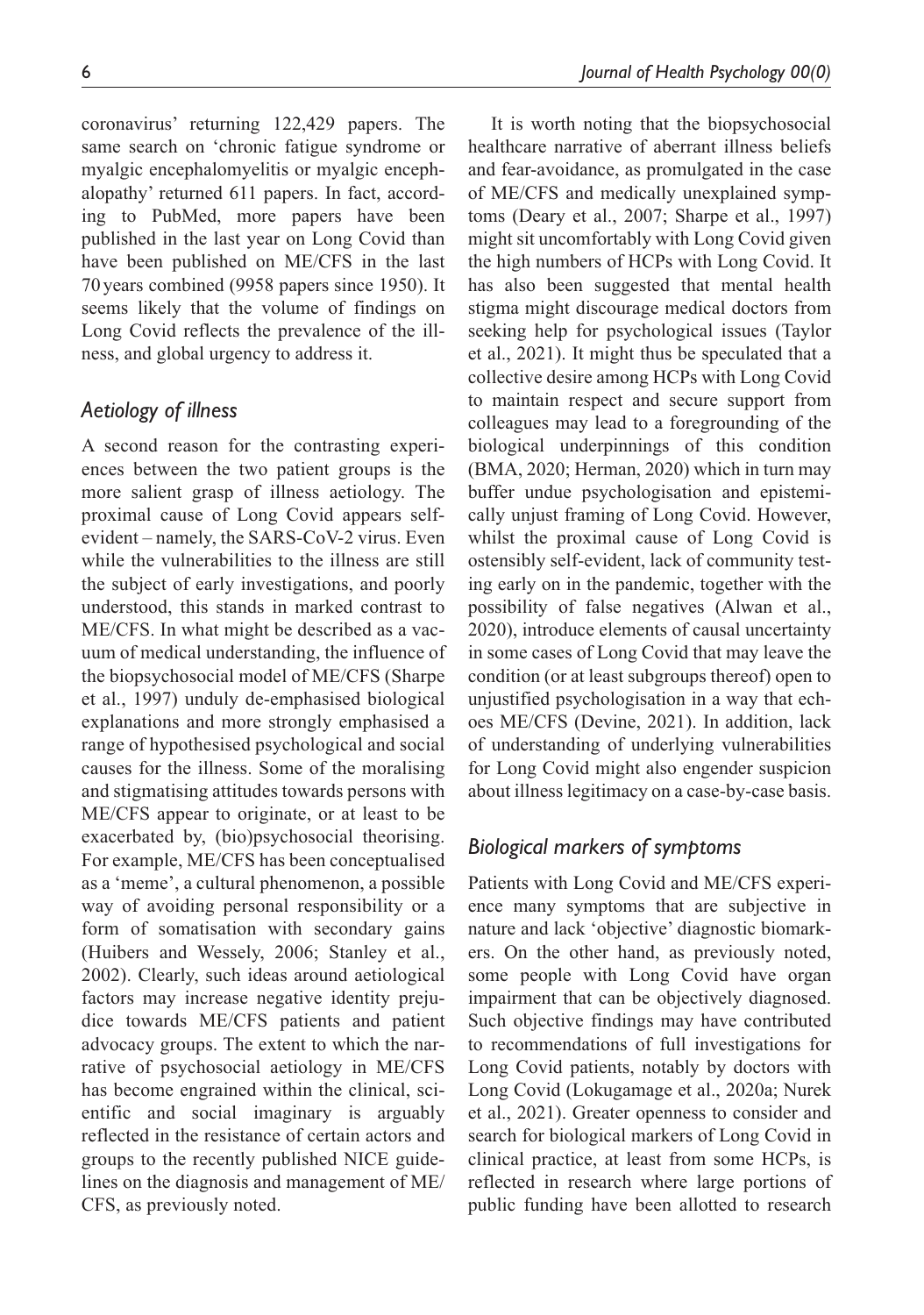coronavirus' returning 122,429 papers. The same search on 'chronic fatigue syndrome or myalgic encephalomyelitis or myalgic encephalopathy' returned 611 papers. In fact, according to PubMed, more papers have been published in the last year on Long Covid than have been published on ME/CFS in the last 70 years combined (9958 papers since 1950). It seems likely that the volume of findings on Long Covid reflects the prevalence of the illness, and global urgency to address it.

### *Aetiology of illness*

A second reason for the contrasting experiences between the two patient groups is the more salient grasp of illness aetiology. The proximal cause of Long Covid appears self-evident – namely, the SARS-CoV-2 virus. Even while the vulnerabilities to the illness are still the subject of early investigations, and poorly understood, this stands in marked contrast to ME/CFS. In what might be described as a vacuum of medical understanding, the influence of the biopsychosocial model of ME/CFS (Sharpe et al., 1997) unduly de-emphasised biological explanations and more strongly emphasised a range of hypothesised psychological and social causes for the illness. Some of the moralising and stigmatising attitudes towards persons with ME/CFS appear to originate, or at least to be exacerbated by, (bio)psychosocial theorising. For example, ME/CFS has been conceptualised as a 'meme', a cultural phenomenon, a possible way of avoiding personal responsibility or a form of somatisation with secondary gains (Huibers and Wessely, 2006; Stanley et al., 2002). Clearly, such ideas around aetiological factors may increase negative identity prejudice towards ME/CFS patients and patient advocacy groups. The extent to which the narrative of psychosocial aetiology in ME/CFS has become engrained within the clinical, scientific and social imaginary is arguably reflected in the resistance of certain actors and groups to the recently published NICE guidelines on the diagnosis and management of ME/CFS, as previously noted.

It is worth noting that the biopsychosocial healthcare narrative of aberrant illness beliefs and fear-avoidance, as promulgated in the case of ME/CFS and medically unexplained symptoms (Deary et al., 2007; Sharpe et al., 1997) might sit uncomfortably with Long Covid given the high numbers of HCPs with Long Covid. It has also been suggested that mental health stigma might discourage medical doctors from seeking help for psychological issues (Taylor et al., 2021). It might thus be speculated that a collective desire among HCPs with Long Covid to maintain respect and secure support from colleagues may lead to a foregrounding of the biological underpinnings of this condition (BMA, 2020; Herman, 2020) which in turn may buffer undue psychologisation and epistemically unjust framing of Long Covid. However, whilst the proximal cause of Long Covid is ostensibly self-evident, lack of community testing early on in the pandemic, together with the possibility of false negatives (Alwan et al., 2020), introduce elements of causal uncertainty in some cases of Long Covid that may leave the condition (or at least subgroups thereof) open to unjustified psychologisation in a way that echoes ME/CFS (Devine, 2021). In addition, lack of understanding of underlying vulnerabilities for Long Covid might also engender suspicion about illness legitimacy on a case-by-case basis.

### *Biological markers of symptoms*

Patients with Long Covid and ME/CFS experience many symptoms that are subjective in nature and lack 'objective' diagnostic biomarkers. On the other hand, as previously noted, some people with Long Covid have organ impairment that can be objectively diagnosed. Such objective findings may have contributed to recommendations of full investigations for Long Covid patients, notably by doctors with Long Covid (Lokugamage et al., 2020a; Nurek et al., 2021). Greater openness to consider and search for biological markers of Long Covid in clinical practice, at least from some HCPs, is reflected in research where large portions of public funding have been allotted to research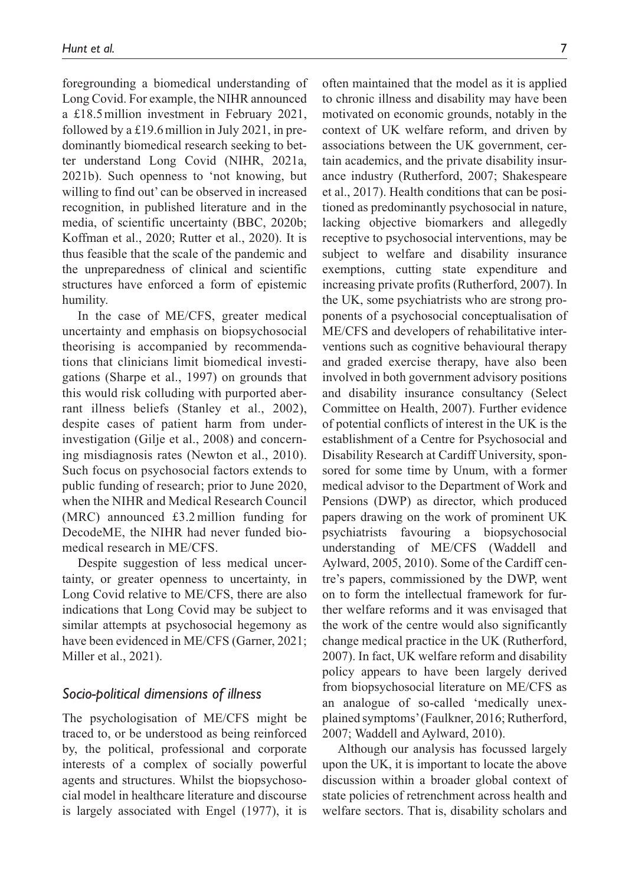foregrounding a biomedical understanding of Long Covid. For example, the NIHR announced a £18.5 million investment in February 2021, followed by a £19.6 million in July 2021, in predominantly biomedical research seeking to better understand Long Covid (NIHR, 2021a, 2021b). Such openness to 'not knowing, but willing to find out' can be observed in increased recognition, in published literature and in the media, of scientific uncertainty (BBC, 2020b; Koffman et al., 2020; Rutter et al., 2020). It is thus feasible that the scale of the pandemic and the unpreparedness of clinical and scientific structures have enforced a form of epistemic humility.

In the case of ME/CFS, greater medical uncertainty and emphasis on biopsychosocial theorising is accompanied by recommendations that clinicians limit biomedical investigations (Sharpe et al., 1997) on grounds that this would risk colluding with purported aberrant illness beliefs (Stanley et al., 2002), despite cases of patient harm from under-investigation (Gilje et al., 2008) and concerning misdiagnosis rates (Newton et al., 2010). Such focus on psychosocial factors extends to public funding of research; prior to June 2020, when the NIHR and Medical Research Council (MRC) announced £3.2 million funding for DecodeME, the NIHR had never funded biomedical research in ME/CFS.

Despite suggestion of less medical uncertainty, or greater openness to uncertainty, in Long Covid relative to ME/CFS, there are also indications that Long Covid may be subject to similar attempts at psychosocial hegemony as have been evidenced in ME/CFS (Garner, 2021; Miller et al., 2021).

## *Socio-political dimensions of illness*

The psychologisation of ME/CFS might be traced to, or be understood as being reinforced by, the political, professional and corporate interests of a complex of socially powerful agents and structures. Whilst the biopsychosocial model in healthcare literature and discourse is largely associated with Engel (1977), it is often maintained that the model as it is applied to chronic illness and disability may have been motivated on economic grounds, notably in the context of UK welfare reform, and driven by associations between the UK government, certain academics, and the private disability insurance industry (Rutherford, 2007; Shakespeare et al., 2017). Health conditions that can be positioned as predominantly psychosocial in nature, lacking objective biomarkers and allegedly receptive to psychosocial interventions, may be subject to welfare and disability insurance exemptions, cutting state expenditure and increasing private profits (Rutherford, 2007). In the UK, some psychiatrists who are strong proponents of a psychosocial conceptualisation of ME/CFS and developers of rehabilitative interventions such as cognitive behavioural therapy and graded exercise therapy, have also been involved in both government advisory positions and disability insurance consultancy (Select Committee on Health, 2007). Further evidence of potential conflicts of interest in the UK is the establishment of a Centre for Psychosocial and Disability Research at Cardiff University, sponsored for some time by Unum, with a former medical advisor to the Department of Work and Pensions (DWP) as director, which produced papers drawing on the work of prominent UK psychiatrists favouring a biopsychosocial understanding of ME/CFS (Waddell and Aylward, 2005, 2010). Some of the Cardiff centre's papers, commissioned by the DWP, went on to form the intellectual framework for further welfare reforms and it was envisaged that the work of the centre would also significantly change medical practice in the UK (Rutherford, 2007). In fact, UK welfare reform and disability policy appears to have been largely derived from biopsychosocial literature on ME/CFS as an analogue of so-called 'medically unexplained symptoms' (Faulkner, 2016; Rutherford, 2007; Waddell and Aylward, 2010).

Although our analysis has focussed largely upon the UK, it is important to locate the above discussion within a broader global context of state policies of retrenchment across health and welfare sectors. That is, disability scholars and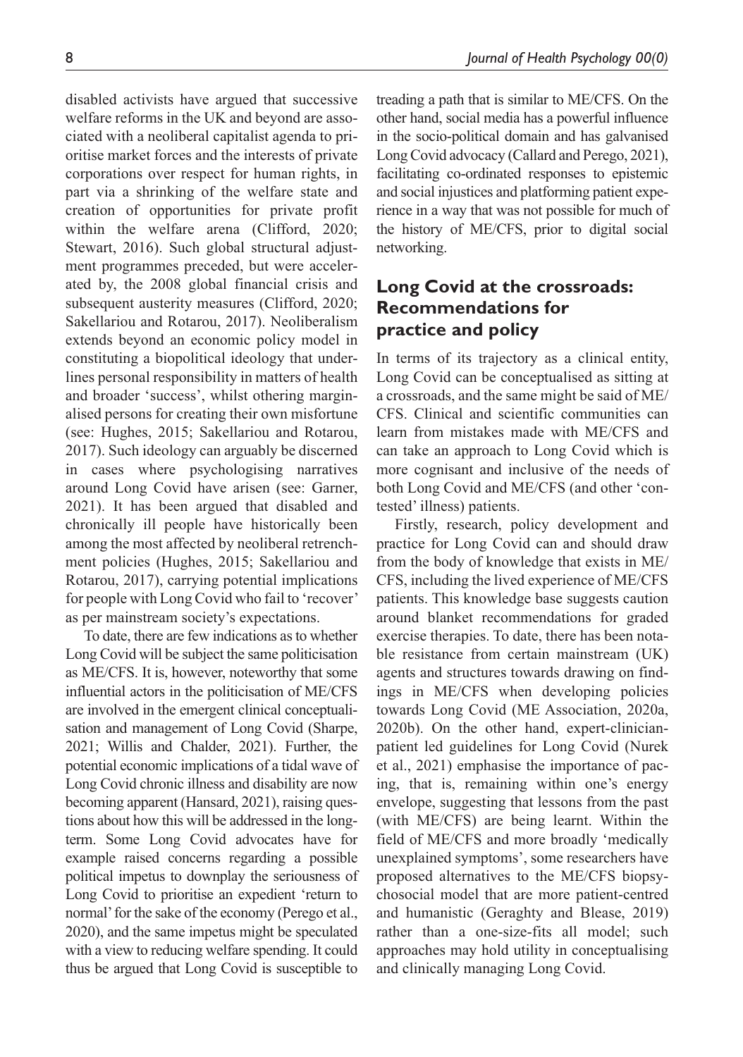disabled activists have argued that successive welfare reforms in the UK and beyond are associated with a neoliberal capitalist agenda to prioritise market forces and the interests of private corporations over respect for human rights, in part via a shrinking of the welfare state and creation of opportunities for private profit within the welfare arena (Clifford, 2020; Stewart, 2016). Such global structural adjustment programmes preceded, but were accelerated by, the 2008 global financial crisis and subsequent austerity measures (Clifford, 2020; Sakellariou and Rotarou, 2017). Neoliberalism extends beyond an economic policy model in constituting a biopolitical ideology that underlines personal responsibility in matters of health and broader 'success', whilst othering marginalised persons for creating their own misfortune (see: Hughes, 2015; Sakellariou and Rotarou, 2017). Such ideology can arguably be discerned in cases where psychologising narratives around Long Covid have arisen (see: Garner, 2021). It has been argued that disabled and chronically ill people have historically been among the most affected by neoliberal retrenchment policies (Hughes, 2015; Sakellariou and Rotarou, 2017), carrying potential implications for people with Long Covid who fail to 'recover' as per mainstream society's expectations.

To date, there are few indications as to whether Long Covid will be subject the same politicisation as ME/CFS. It is, however, noteworthy that some influential actors in the politicisation of ME/CFS are involved in the emergent clinical conceptualisation and management of Long Covid (Sharpe, 2021; Willis and Chalder, 2021). Further, the potential economic implications of a tidal wave of Long Covid chronic illness and disability are now becoming apparent (Hansard, 2021), raising questions about how this will be addressed in the long-term. Some Long Covid advocates have for example raised concerns regarding a possible political impetus to downplay the seriousness of Long Covid to prioritise an expedient 'return to normal' for the sake of the economy (Perego et al., 2020), and the same impetus might be speculated with a view to reducing welfare spending. It could thus be argued that Long Covid is susceptible to treading a path that is similar to ME/CFS. On the other hand, social media has a powerful influence in the socio-political domain and has galvanised Long Covid advocacy (Callard and Perego, 2021), facilitating co-ordinated responses to epistemic and social injustices and platforming patient experience in a way that was not possible for much of the history of ME/CFS, prior to digital social networking.

## Long Covid at the crossroads: Recommendations for practice and policy

In terms of its trajectory as a clinical entity, Long Covid can be conceptualised as sitting at a crossroads, and the same might be said of ME/CFS. Clinical and scientific communities can learn from mistakes made with ME/CFS and can take an approach to Long Covid which is more cognisant and inclusive of the needs of both Long Covid and ME/CFS (and other 'contested' illness) patients.

Firstly, research, policy development and practice for Long Covid can and should draw from the body of knowledge that exists in ME/CFS, including the lived experience of ME/CFS patients. This knowledge base suggests caution around blanket recommendations for graded exercise therapies. To date, there has been notable resistance from certain mainstream (UK) agents and structures towards drawing on findings in ME/CFS when developing policies towards Long Covid (ME Association, 2020a, 2020b). On the other hand, expert-clinician-patient led guidelines for Long Covid (Nurek et al., 2021) emphasise the importance of pacing, that is, remaining within one's energy envelope, suggesting that lessons from the past (with ME/CFS) are being learnt. Within the field of ME/CFS and more broadly 'medically unexplained symptoms', some researchers have proposed alternatives to the ME/CFS biopsychosocial model that are more patient-centred and humanistic (Geraghty and Blease, 2019) rather than a one-size-fits all model; such approaches may hold utility in conceptualising and clinically managing Long Covid.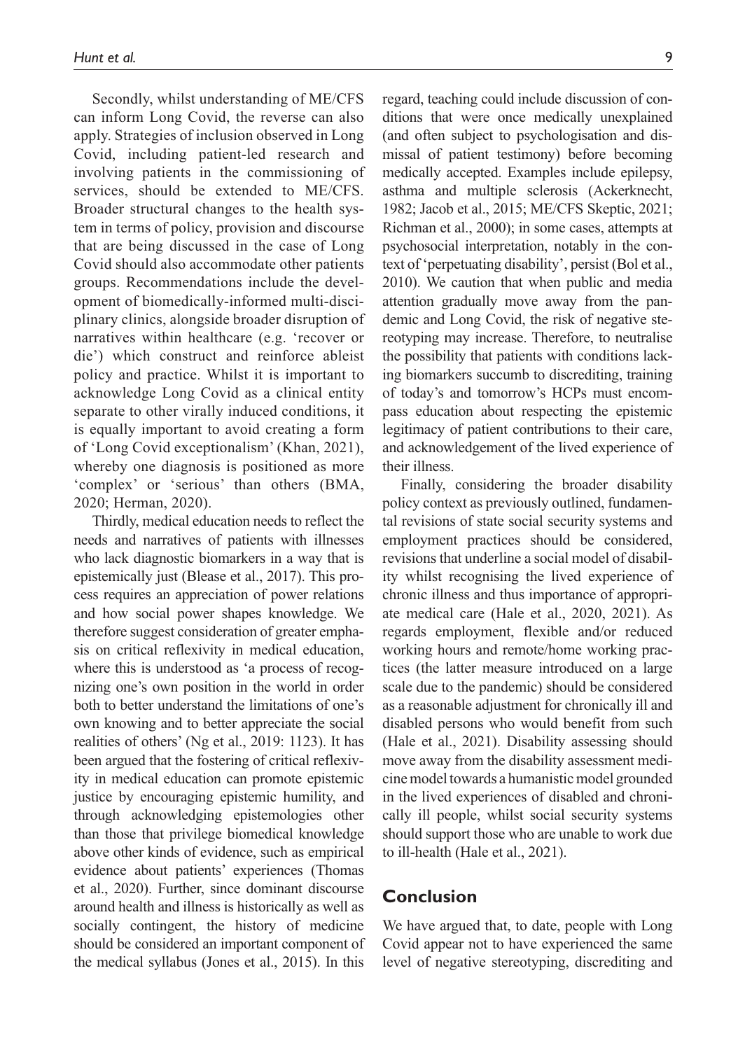Secondly, whilst understanding of ME/CFS can inform Long Covid, the reverse can also apply. Strategies of inclusion observed in Long Covid, including patient-led research and involving patients in the commissioning of services, should be extended to ME/CFS. Broader structural changes to the health system in terms of policy, provision and discourse that are being discussed in the case of Long Covid should also accommodate other patients groups. Recommendations include the development of biomedically-informed multi-disciplinary clinics, alongside broader disruption of narratives within healthcare (e.g. 'recover or die') which construct and reinforce ableist policy and practice. Whilst it is important to acknowledge Long Covid as a clinical entity separate to other virally induced conditions, it is equally important to avoid creating a form of 'Long Covid exceptionalism' (Khan, 2021), whereby one diagnosis is positioned as more 'complex' or 'serious' than others (BMA, 2020; Herman, 2020).

Thirdly, medical education needs to reflect the needs and narratives of patients with illnesses who lack diagnostic biomarkers in a way that is epistemically just (Blease et al., 2017). This process requires an appreciation of power relations and how social power shapes knowledge. We therefore suggest consideration of greater emphasis on critical reflexivity in medical education, where this is understood as 'a process of recognizing one's own position in the world in order both to better understand the limitations of one's own knowing and to better appreciate the social realities of others' (Ng et al., 2019: 1123). It has been argued that the fostering of critical reflexivity in medical education can promote epistemic justice by encouraging epistemic humility, and through acknowledging epistemologies other than those that privilege biomedical knowledge above other kinds of evidence, such as empirical evidence about patients' experiences (Thomas et al., 2020). Further, since dominant discourse around health and illness is historically as well as socially contingent, the history of medicine should be considered an important component of the medical syllabus (Jones et al., 2015). In this regard, teaching could include discussion of conditions that were once medically unexplained (and often subject to psychologisation and dismissal of patient testimony) before becoming medically accepted. Examples include epilepsy, asthma and multiple sclerosis (Ackerknecht, 1982; Jacob et al., 2015; ME/CFS Skeptic, 2021; Richman et al., 2000); in some cases, attempts at psychosocial interpretation, notably in the context of 'perpetuating disability', persist (Bol et al., 2010). We caution that when public and media attention gradually move away from the pandemic and Long Covid, the risk of negative stereotyping may increase. Therefore, to neutralise the possibility that patients with conditions lacking biomarkers succumb to discrediting, training of today's and tomorrow's HCPs must encompass education about respecting the epistemic legitimacy of patient contributions to their care, and acknowledgement of the lived experience of their illness.

Finally, considering the broader disability policy context as previously outlined, fundamental revisions of state social security systems and employment practices should be considered, revisions that underline a social model of disability whilst recognising the lived experience of chronic illness and thus importance of appropriate medical care (Hale et al., 2020, 2021). As regards employment, flexible and/or reduced working hours and remote/home working practices (the latter measure introduced on a large scale due to the pandemic) should be considered as a reasonable adjustment for chronically ill and disabled persons who would benefit from such (Hale et al., 2021). Disability assessing should move away from the disability assessment medicine model towards a humanistic model grounded in the lived experiences of disabled and chronically ill people, whilst social security systems should support those who are unable to work due to ill-health (Hale et al., 2021).

## Conclusion

We have argued that, to date, people with Long Covid appear not to have experienced the same level of negative stereotyping, discrediting and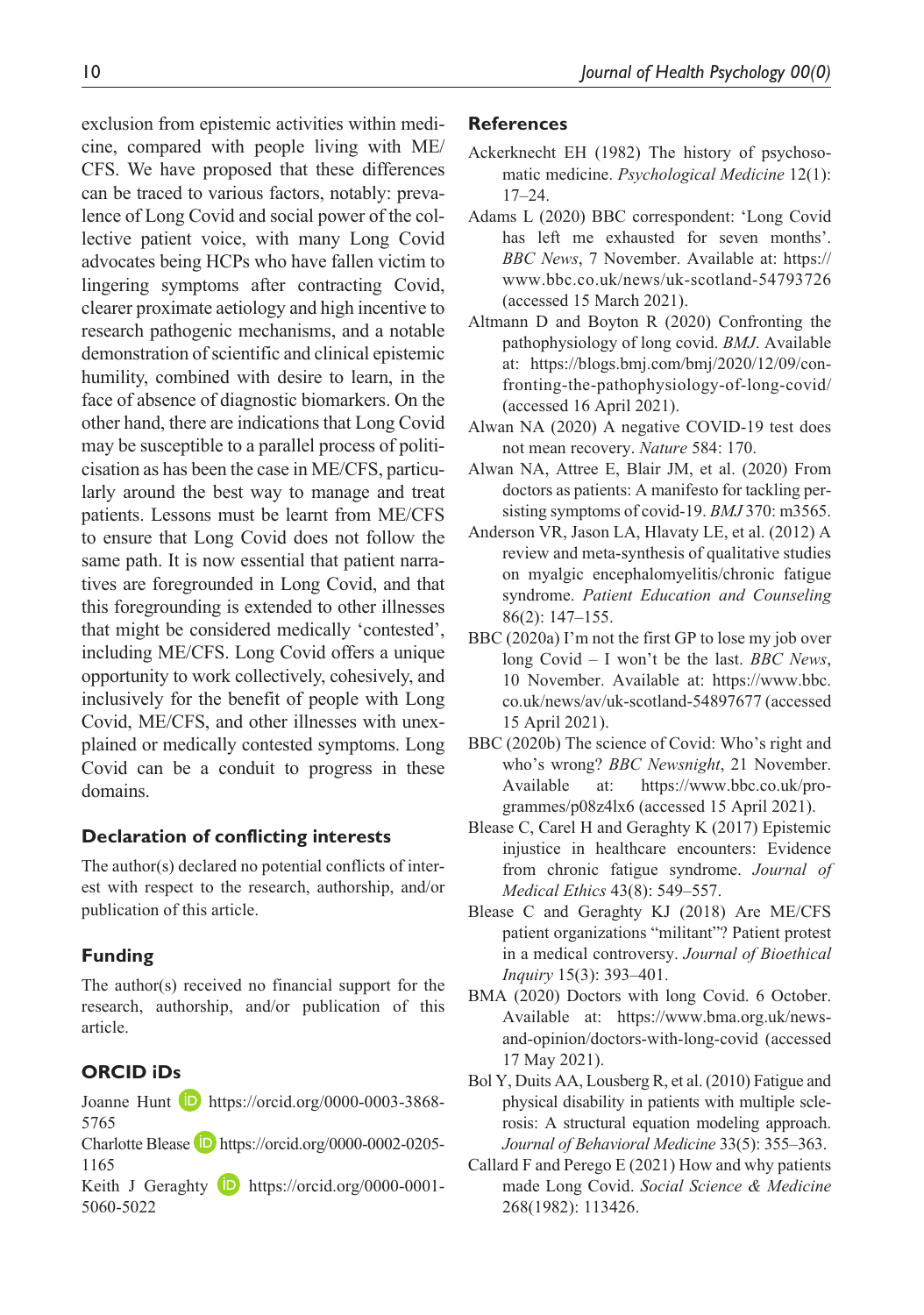exclusion from epistemic activities within medicine, compared with people living with ME/CFS. We have proposed that these differences can be traced to various factors, notably: prevalence of Long Covid and social power of the collective patient voice, with many Long Covid advocates being HCPs who have fallen victim to lingering symptoms after contracting Covid, clearer proximate aetiology and high incentive to research pathogenic mechanisms, and a notable demonstration of scientific and clinical epistemic humility, combined with desire to learn, in the face of absence of diagnostic biomarkers. On the other hand, there are indications that Long Covid may be susceptible to a parallel process of politicisation as has been the case in ME/CFS, particularly around the best way to manage and treat patients. Lessons must be learnt from ME/CFS to ensure that Long Covid does not follow the same path. It is now essential that patient narratives are foregrounded in Long Covid, and that this foregrounding is extended to other illnesses that might be considered medically 'contested', including ME/CFS. Long Covid offers a unique opportunity to work collectively, cohesively, and inclusively for the benefit of people with Long Covid, ME/CFS, and other illnesses with unexplained or medically contested symptoms. Long Covid can be a conduit to progress in these domains.

## Declaration of conflicting interests

The author(s) declared no potential conflicts of interest with respect to the research, authorship, and/or publication of this article.

## Funding

The author(s) received no financial support for the research, authorship, and/or publication of this article.

## ORCID iDs

Joanne Hunt https://orcid.org/0000-0003-3868-5765
Charlotte Blease https://orcid.org/0000-0002-0205-1165
Keith J Geraghty https://orcid.org/0000-0001-5060-5022

## References

Ackerknecht EH (1982) The history of psychosomatic medicine. *Psychological Medicine* 12(1): 17–24.

Adams L (2020) BBC correspondent: 'Long Covid has left me exhausted for seven months'. *BBC News*, 7 November. Available at: https://www.bbc.co.uk/news/uk-scotland-54793726 (accessed 15 March 2021).

Altmann D and Boyton R (2020) Confronting the pathophysiology of long covid. *BMJ*. Available at: https://blogs.bmj.com/bmj/2020/12/09/confronting-the-pathophysiology-of-long-covid/ (accessed 16 April 2021).

Alwan NA (2020) A negative COVID-19 test does not mean recovery. *Nature* 584: 170.

Alwan NA, Attree E, Blair JM, et al. (2020) From doctors as patients: A manifesto for tackling persisting symptoms of covid-19. *BMJ* 370: m3565.

Anderson VR, Jason LA, Hlavaty LE, et al. (2012) A review and meta-synthesis of qualitative studies on myalgic encephalomyelitis/chronic fatigue syndrome. *Patient Education and Counseling* 86(2): 147–155.

BBC (2020a) I'm not the first GP to lose my job over long Covid – I won't be the last. *BBC News*, 10 November. Available at: https://www.bbc.co.uk/news/av/uk-scotland-54897677 (accessed 15 April 2021).

BBC (2020b) The science of Covid: Who's right and who's wrong? *BBC Newsnight*, 21 November. Available at: https://www.bbc.co.uk/programmes/p08z4lx6 (accessed 15 April 2021).

Blease C, Carel H and Geraghty K (2017) Epistemic injustice in healthcare encounters: Evidence from chronic fatigue syndrome. *Journal of Medical Ethics* 43(8): 549–557.

Blease C and Geraghty KJ (2018) Are ME/CFS patient organizations "militant"? Patient protest in a medical controversy. *Journal of Bioethical Inquiry* 15(3): 393–401.

BMA (2020) Doctors with long Covid. 6 October. Available at: https://www.bma.org.uk/news-and-opinion/doctors-with-long-covid (accessed 17 May 2021).

Bol Y, Duits AA, Lousberg R, et al. (2010) Fatigue and physical disability in patients with multiple sclerosis: A structural equation modeling approach. *Journal of Behavioral Medicine* 33(5): 355–363.

Callard F and Perego E (2021) How and why patients made Long Covid. *Social Science & Medicine* 268(1982): 113426.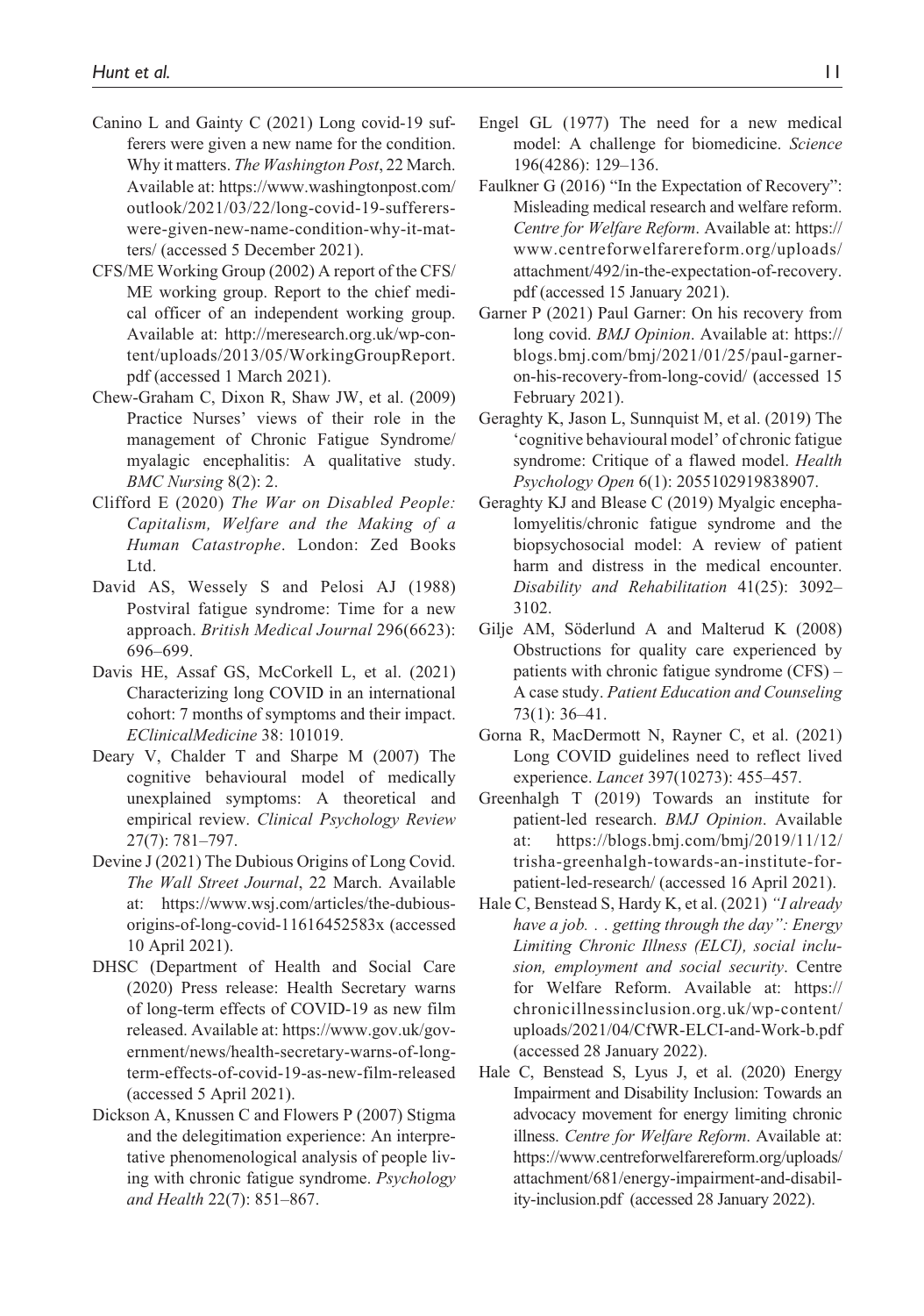Canino L and Gainty C (2021) Long covid-19 sufferers were given a new name for the condition. Why it matters. *The Washington Post*, 22 March. Available at: https://www.washingtonpost.com/outlook/2021/03/22/long-covid-19-sufferers-were-given-new-name-condition-why-it-matters/ (accessed 5 December 2021).

CFS/ME Working Group (2002) A report of the CFS/ME working group. Report to the chief medical officer of an independent working group. Available at: http://meresearch.org.uk/wp-content/uploads/2013/05/WorkingGroupReport.pdf (accessed 1 March 2021).

Chew-Graham C, Dixon R, Shaw JW, et al. (2009) Practice Nurses' views of their role in the management of Chronic Fatigue Syndrome/myalagic encephalitis: A qualitative study. *BMC Nursing* 8(2): 2.

Clifford E (2020) *The War on Disabled People: Capitalism, Welfare and the Making of a Human Catastrophe*. London: Zed Books Ltd.

David AS, Wessely S and Pelosi AJ (1988) Postviral fatigue syndrome: Time for a new approach. *British Medical Journal* 296(6623): 696–699.

Davis HE, Assaf GS, McCorkell L, et al. (2021) Characterizing long COVID in an international cohort: 7 months of symptoms and their impact. *EClinicalMedicine* 38: 101019.

Deary V, Chalder T and Sharpe M (2007) The cognitive behavioural model of medically unexplained symptoms: A theoretical and empirical review. *Clinical Psychology Review* 27(7): 781–797.

Devine J (2021) The Dubious Origins of Long Covid. *The Wall Street Journal*, 22 March. Available at: https://www.wsj.com/articles/the-dubious-origins-of-long-covid-11616452583x (accessed 10 April 2021).

DHSC (Department of Health and Social Care (2020) Press release: Health Secretary warns of long-term effects of COVID-19 as new film released. Available at: https://www.gov.uk/government/news/health-secretary-warns-of-long-term-effects-of-covid-19-as-new-film-released (accessed 5 April 2021).

Dickson A, Knussen C and Flowers P (2007) Stigma and the delegitimation experience: An interpretative phenomenological analysis of people living with chronic fatigue syndrome. *Psychology and Health* 22(7): 851–867.

Engel GL (1977) The need for a new medical model: A challenge for biomedicine. *Science* 196(4286): 129–136.

Faulkner G (2016) "In the Expectation of Recovery": Misleading medical research and welfare reform. *Centre for Welfare Reform*. Available at: https://www.centreforwelfarereform.org/uploads/attachment/492/in-the-expectation-of-recovery.pdf (accessed 15 January 2021).

Garner P (2021) Paul Garner: On his recovery from long covid. *BMJ Opinion*. Available at: https://blogs.bmj.com/bmj/2021/01/25/paul-garner-on-his-recovery-from-long-covid/ (accessed 15 February 2021).

Geraghty K, Jason L, Sunnquist M, et al. (2019) The 'cognitive behavioural model' of chronic fatigue syndrome: Critique of a flawed model. *Health Psychology Open* 6(1): 2055102919838907.

Geraghty KJ and Blease C (2019) Myalgic encephalomyelitis/chronic fatigue syndrome and the biopsychosocial model: A review of patient harm and distress in the medical encounter. *Disability and Rehabilitation* 41(25): 3092–3102.

Gilje AM, Söderlund A and Malterud K (2008) Obstructions for quality care experienced by patients with chronic fatigue syndrome (CFS) – A case study. *Patient Education and Counseling* 73(1): 36–41.

Gorna R, MacDermott N, Rayner C, et al. (2021) Long COVID guidelines need to reflect lived experience. *Lancet* 397(10273): 455–457.

Greenhalgh T (2019) Towards an institute for patient-led research. *BMJ Opinion*. Available at: https://blogs.bmj.com/bmj/2019/11/12/trisha-greenhalgh-towards-an-institute-for-patient-led-research/ (accessed 16 April 2021).

Hale C, Benstead S, Hardy K, et al. (2021) *"I already have a job. . . getting through the day": Energy Limiting Chronic Illness (ELCI), social inclusion, employment and social security*. Centre for Welfare Reform. Available at: https://chronicillnessinclusion.org.uk/wp-content/uploads/2021/04/CfWR-ELCI-and-Work-b.pdf (accessed 28 January 2022).

Hale C, Benstead S, Lyus J, et al. (2020) Energy Impairment and Disability Inclusion: Towards an advocacy movement for energy limiting chronic illness. *Centre for Welfare Reform*. Available at: https://www.centreforwelfarereform.org/uploads/attachment/681/energy-impairment-and-disability-inclusion.pdf (accessed 28 January 2022).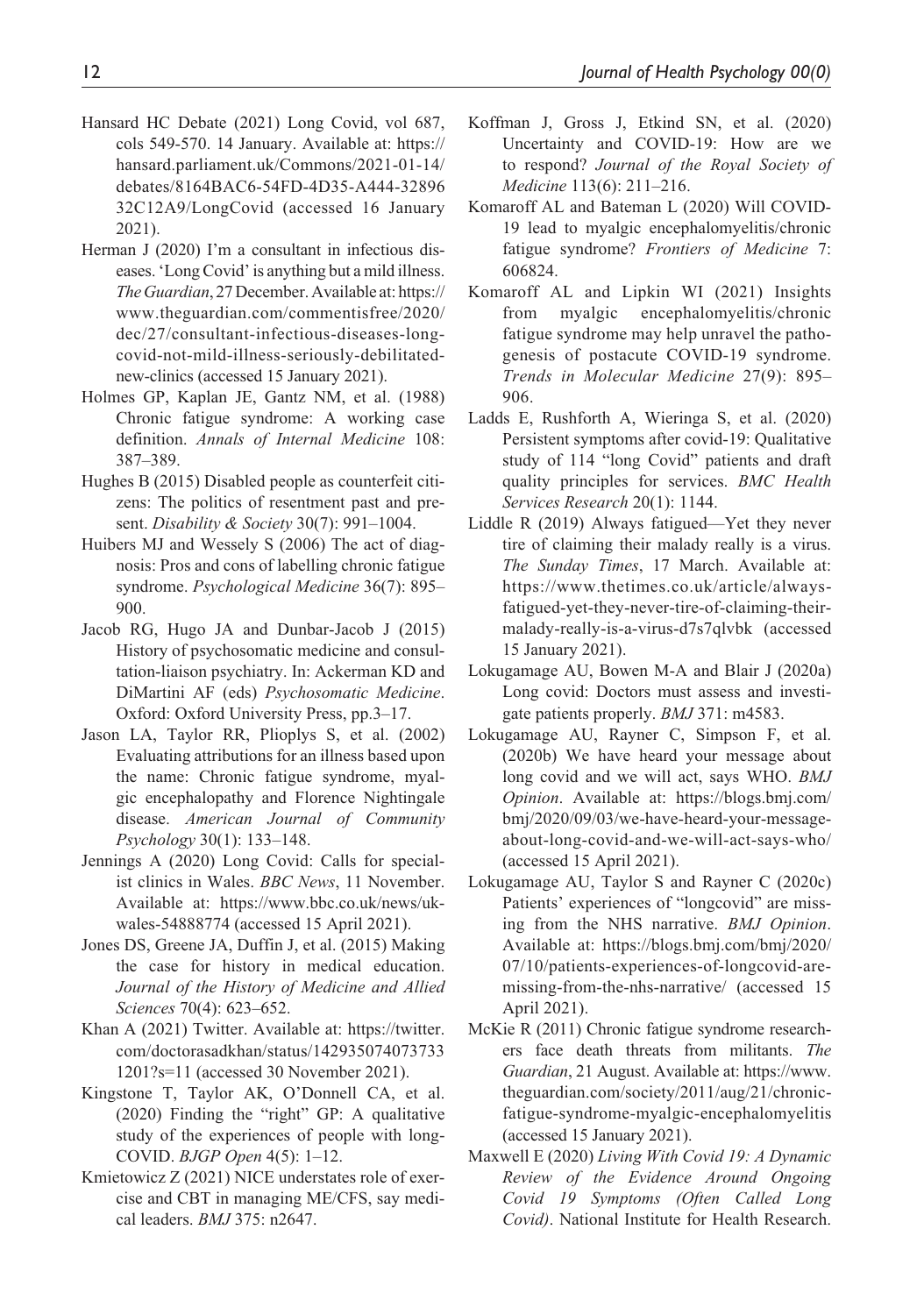Hansard HC Debate (2021) Long Covid, vol 687, cols 549-570. 14 January. Available at: https://hansard.parliament.uk/Commons/2021-01-14/debates/8164BAC6-54FD-4D35-A444-3289632C12A9/LongCovid (accessed 16 January 2021).

Herman J (2020) I'm a consultant in infectious diseases. 'Long Covid' is anything but a mild illness. *The Guardian*, 27 December. Available at: https://www.theguardian.com/commentisfree/2020/dec/27/consultant-infectious-diseases-long-covid-not-mild-illness-seriously-debilitated-new-clinics (accessed 15 January 2021).

Holmes GP, Kaplan JE, Gantz NM, et al. (1988) Chronic fatigue syndrome: A working case definition. *Annals of Internal Medicine* 108: 387–389.

Hughes B (2015) Disabled people as counterfeit citizens: The politics of resentment past and present. *Disability & Society* 30(7): 991–1004.

Huibers MJ and Wessely S (2006) The act of diagnosis: Pros and cons of labelling chronic fatigue syndrome. *Psychological Medicine* 36(7): 895–900.

Jacob RG, Hugo JA and Dunbar-Jacob J (2015) History of psychosomatic medicine and consultation-liaison psychiatry. In: Ackerman KD and DiMartini AF (eds) *Psychosomatic Medicine*. Oxford: Oxford University Press, pp.3–17.

Jason LA, Taylor RR, Plioplys S, et al. (2002) Evaluating attributions for an illness based upon the name: Chronic fatigue syndrome, myalgic encephalopathy and Florence Nightingale disease. *American Journal of Community Psychology* 30(1): 133–148.

Jennings A (2020) Long Covid: Calls for specialist clinics in Wales. *BBC News*, 11 November. Available at: https://www.bbc.co.uk/news/uk-wales-54888774 (accessed 15 April 2021).

Jones DS, Greene JA, Duffin J, et al. (2015) Making the case for history in medical education. *Journal of the History of Medicine and Allied Sciences* 70(4): 623–652.

Khan A (2021) Twitter. Available at: https://twitter.com/doctorasadkhan/status/1429350740737331201?s=11 (accessed 30 November 2021).

Kingstone T, Taylor AK, O'Donnell CA, et al. (2020) Finding the "right" GP: A qualitative study of the experiences of people with long-COVID. *BJGP Open* 4(5): 1–12.

Kmietowicz Z (2021) NICE understates role of exercise and CBT in managing ME/CFS, say medical leaders. *BMJ* 375: n2647.

Koffman J, Gross J, Etkind SN, et al. (2020) Uncertainty and COVID-19: How are we to respond? *Journal of the Royal Society of Medicine* 113(6): 211–216.

Komaroff AL and Bateman L (2020) Will COVID-19 lead to myalgic encephalomyelitis/chronic fatigue syndrome? *Frontiers of Medicine* 7: 606824.

Komaroff AL and Lipkin WI (2021) Insights from myalgic encephalomyelitis/chronic fatigue syndrome may help unravel the pathogenesis of postacute COVID-19 syndrome. *Trends in Molecular Medicine* 27(9): 895–906.

Ladds E, Rushforth A, Wieringa S, et al. (2020) Persistent symptoms after covid-19: Qualitative study of 114 "long Covid" patients and draft quality principles for services. *BMC Health Services Research* 20(1): 1144.

Liddle R (2019) Always fatigued—Yet they never tire of claiming their malady really is a virus. *The Sunday Times*, 17 March. Available at: https://www.thetimes.co.uk/article/always-fatigued-yet-they-never-tire-of-claiming-their-malady-really-is-a-virus-d7s7qlvbk (accessed 15 January 2021).

Lokugamage AU, Bowen M-A and Blair J (2020a) Long covid: Doctors must assess and investigate patients properly. *BMJ* 371: m4583.

Lokugamage AU, Rayner C, Simpson F, et al. (2020b) We have heard your message about long covid and we will act, says WHO. *BMJ Opinion*. Available at: https://blogs.bmj.com/bmj/2020/09/03/we-have-heard-your-message-about-long-covid-and-we-will-act-says-who/ (accessed 15 April 2021).

Lokugamage AU, Taylor S and Rayner C (2020c) Patients' experiences of "longcovid" are missing from the NHS narrative. *BMJ Opinion*. Available at: https://blogs.bmj.com/bmj/2020/07/10/patients-experiences-of-longcovid-are-missing-from-the-nhs-narrative/ (accessed 15 April 2021).

McKie R (2011) Chronic fatigue syndrome researchers face death threats from militants. *The Guardian*, 21 August. Available at: https://www.theguardian.com/society/2011/aug/21/chronic-fatigue-syndrome-myalgic-encephalomyelitis (accessed 15 January 2021).

Maxwell E (2020) *Living With Covid 19: A Dynamic Review of the Evidence Around Ongoing Covid 19 Symptoms (Often Called Long Covid)*. National Institute for Health Research.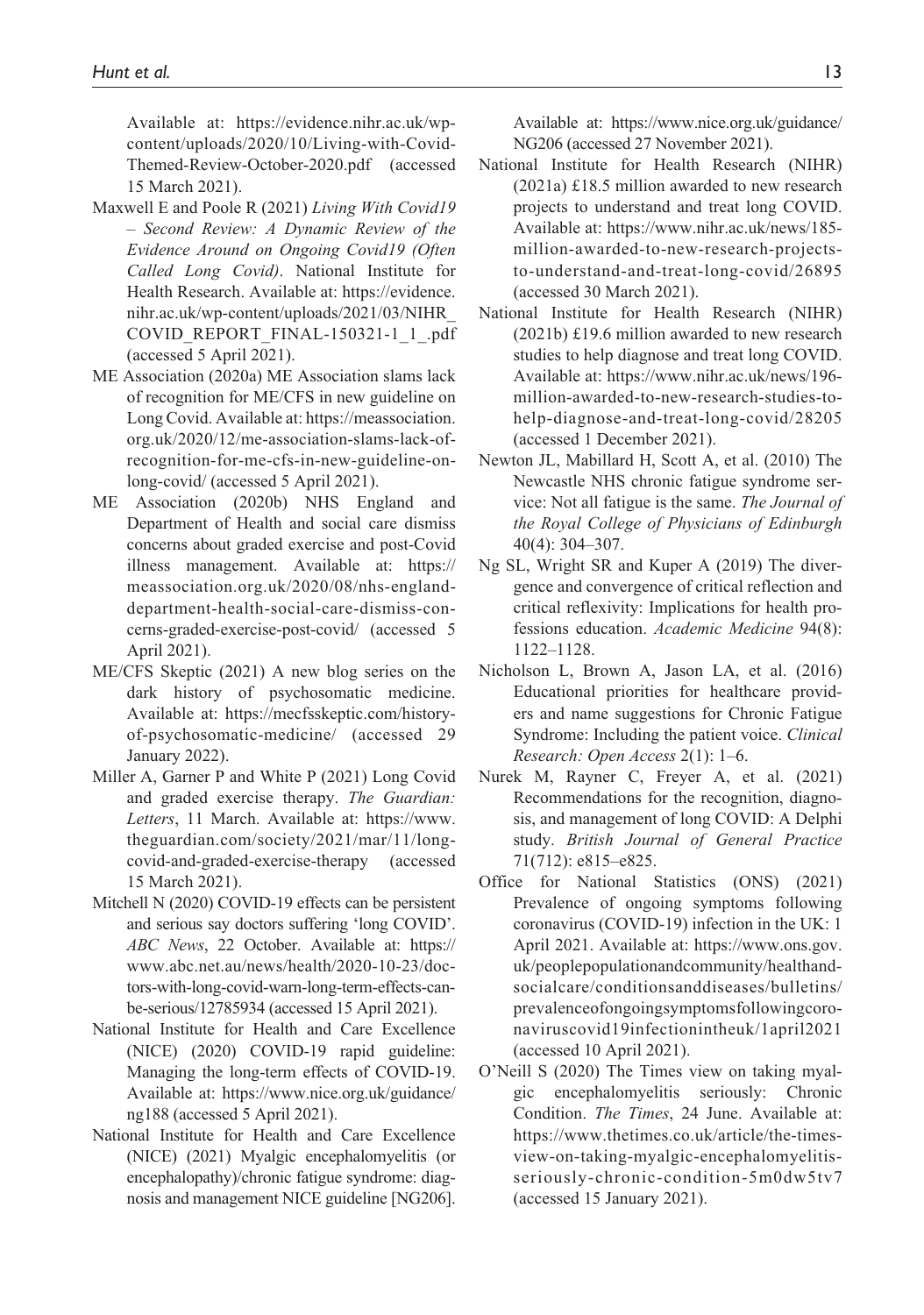Available at: https://evidence.nihr.ac.uk/wp-content/uploads/2020/10/Living-with-Covid-Themed-Review-October-2020.pdf (accessed 15 March 2021).

Maxwell E and Poole R (2021) *Living With Covid19 – Second Review: A Dynamic Review of the Evidence Around on Ongoing Covid19 (Often Called Long Covid)*. National Institute for Health Research. Available at: https://evidence.nihr.ac.uk/wp-content/uploads/2021/03/NIHR_COVID_REPORT_FINAL-150321-1_1_.pdf (accessed 5 April 2021).

ME Association (2020a) ME Association slams lack of recognition for ME/CFS in new guideline on Long Covid. Available at: https://meassociation.org.uk/2020/12/me-association-slams-lack-of-recognition-for-me-cfs-in-new-guideline-on-long-covid/ (accessed 5 April 2021).

ME Association (2020b) NHS England and Department of Health and social care dismiss concerns about graded exercise and post-Covid illness management. Available at: https://meassociation.org.uk/2020/08/nhs-england-department-health-social-care-dismiss-concerns-graded-exercise-post-covid/ (accessed 5 April 2021).

ME/CFS Skeptic (2021) A new blog series on the dark history of psychosomatic medicine. Available at: https://mecfsskeptic.com/history-of-psychosomatic-medicine/ (accessed 29 January 2022).

Miller A, Garner P and White P (2021) Long Covid and graded exercise therapy. *The Guardian: Letters*, 11 March. Available at: https://www.theguardian.com/society/2021/mar/11/long-covid-and-graded-exercise-therapy (accessed 15 March 2021).

Mitchell N (2020) COVID-19 effects can be persistent and serious say doctors suffering 'long COVID'. *ABC News*, 22 October. Available at: https://www.abc.net.au/news/health/2020-10-23/doctors-with-long-covid-warn-long-term-effects-can-be-serious/12785934 (accessed 15 April 2021).

National Institute for Health and Care Excellence (NICE) (2020) COVID-19 rapid guideline: Managing the long-term effects of COVID-19. Available at: https://www.nice.org.uk/guidance/ng188 (accessed 5 April 2021).

National Institute for Health and Care Excellence (NICE) (2021) Myalgic encephalomyelitis (or encephalopathy)/chronic fatigue syndrome: diagnosis and management NICE guideline [NG206]. Available at: https://www.nice.org.uk/guidance/NG206 (accessed 27 November 2021).

National Institute for Health Research (NIHR) (2021a) £18.5 million awarded to new research projects to understand and treat long COVID. Available at: https://www.nihr.ac.uk/news/185-million-awarded-to-new-research-projects-to-understand-and-treat-long-covid/26895 (accessed 30 March 2021).

National Institute for Health Research (NIHR) (2021b) £19.6 million awarded to new research studies to help diagnose and treat long COVID. Available at: https://www.nihr.ac.uk/news/196-million-awarded-to-new-research-studies-to-help-diagnose-and-treat-long-covid/28205 (accessed 1 December 2021).

Newton JL, Mabillard H, Scott A, et al. (2010) The Newcastle NHS chronic fatigue syndrome service: Not all fatigue is the same. *The Journal of the Royal College of Physicians of Edinburgh* 40(4): 304–307.

Ng SL, Wright SR and Kuper A (2019) The divergence and convergence of critical reflection and critical reflexivity: Implications for health professions education. *Academic Medicine* 94(8): 1122–1128.

Nicholson L, Brown A, Jason LA, et al. (2016) Educational priorities for healthcare providers and name suggestions for Chronic Fatigue Syndrome: Including the patient voice. *Clinical Research: Open Access* 2(1): 1–6.

Nurek M, Rayner C, Freyer A, et al. (2021) Recommendations for the recognition, diagnosis, and management of long COVID: A Delphi study. *British Journal of General Practice* 71(712): e815–e825.

Office for National Statistics (ONS) (2021) Prevalence of ongoing symptoms following coronavirus (COVID-19) infection in the UK: 1 April 2021. Available at: https://www.ons.gov.uk/peoplepopulationandcommunity/healthandsocialcare/conditionsanddiseases/bulletins/prevalenceofongoingsymptomsfollowingcoronaviruscovid19infectionintheuk/1april2021 (accessed 10 April 2021).

O'Neill S (2020) The Times view on taking myalgic encephalomyelitis seriously: Chronic Condition. *The Times*, 24 June. Available at: https://www.thetimes.co.uk/article/the-times-view-on-taking-myalgic-encephalomyelitis-seriously-chronic-condition-5m0dw5tv7 (accessed 15 January 2021).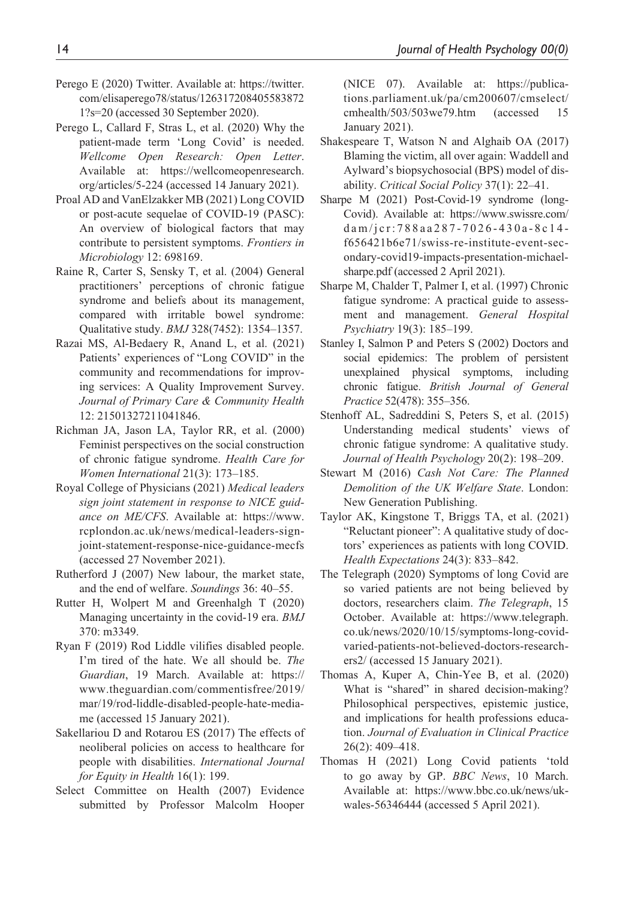Perego E (2020) Twitter. Available at: https://twitter.com/elisaperego78/status/1263172084055838721?s=20 (accessed 30 September 2020).

Perego L, Callard F, Stras L, et al. (2020) Why the patient-made term 'Long Covid' is needed. *Wellcome Open Research: Open Letter*. Available at: https://wellcomeopenresearch.org/articles/5-224 (accessed 14 January 2021).

Proal AD and VanElzakker MB (2021) Long COVID or post-acute sequelae of COVID-19 (PASC): An overview of biological factors that may contribute to persistent symptoms. *Frontiers in Microbiology* 12: 698169.

Raine R, Carter S, Sensky T, et al. (2004) General practitioners' perceptions of chronic fatigue syndrome and beliefs about its management, compared with irritable bowel syndrome: Qualitative study. *BMJ* 328(7452): 1354–1357.

Razai MS, Al-Bedaery R, Anand L, et al. (2021) Patients' experiences of "Long COVID" in the community and recommendations for improving services: A Quality Improvement Survey. *Journal of Primary Care & Community Health* 12: 21501327211041846.

Richman JA, Jason LA, Taylor RR, et al. (2000) Feminist perspectives on the social construction of chronic fatigue syndrome. *Health Care for Women International* 21(3): 173–185.

Royal College of Physicians (2021) *Medical leaders sign joint statement in response to NICE guidance on ME/CFS*. Available at: https://www.rcplondon.ac.uk/news/medical-leaders-sign-joint-statement-response-nice-guidance-mecfs (accessed 27 November 2021).

Rutherford J (2007) New labour, the market state, and the end of welfare. *Soundings* 36: 40–55.

Rutter H, Wolpert M and Greenhalgh T (2020) Managing uncertainty in the covid-19 era. *BMJ* 370: m3349.

Ryan F (2019) Rod Liddle vilifies disabled people. I'm tired of the hate. We all should be. *The Guardian*, 19 March. Available at: https://www.theguardian.com/commentisfree/2019/mar/19/rod-liddle-disabled-people-hate-media-me (accessed 15 January 2021).

Sakellariou D and Rotarou ES (2017) The effects of neoliberal policies on access to healthcare for people with disabilities. *International Journal for Equity in Health* 16(1): 199.

Select Committee on Health (2007) Evidence submitted by Professor Malcolm Hooper (NICE 07). Available at: https://publications.parliament.uk/pa/cm200607/cmselect/cmhealth/503/503we79.htm (accessed 15 January 2021).

Shakespeare T, Watson N and Alghaib OA (2017) Blaming the victim, all over again: Waddell and Aylward's biopsychosocial (BPS) model of disability. *Critical Social Policy* 37(1): 22–41.

Sharpe M (2021) Post-Covid-19 syndrome (long-Covid). Available at: https://www.swissre.com/dam/jcr:788aa287-7026-430a-8c14-f656421b6e71/swiss-re-institute-event-secondary-covid19-impacts-presentation-michael-sharpe.pdf (accessed 2 April 2021).

Sharpe M, Chalder T, Palmer I, et al. (1997) Chronic fatigue syndrome: A practical guide to assessment and management. *General Hospital Psychiatry* 19(3): 185–199.

Stanley I, Salmon P and Peters S (2002) Doctors and social epidemics: The problem of persistent unexplained physical symptoms, including chronic fatigue. *British Journal of General Practice* 52(478): 355–356.

Stenhoff AL, Sadreddini S, Peters S, et al. (2015) Understanding medical students' views of chronic fatigue syndrome: A qualitative study. *Journal of Health Psychology* 20(2): 198–209.

Stewart M (2016) *Cash Not Care: The Planned Demolition of the UK Welfare State*. London: New Generation Publishing.

Taylor AK, Kingstone T, Briggs TA, et al. (2021) "Reluctant pioneer": A qualitative study of doctors' experiences as patients with long COVID. *Health Expectations* 24(3): 833–842.

The Telegraph (2020) Symptoms of long Covid are so varied patients are not being believed by doctors, researchers claim. *The Telegraph*, 15 October. Available at: https://www.telegraph.co.uk/news/2020/10/15/symptoms-long-covid-varied-patients-not-believed-doctors-researchers2/ (accessed 15 January 2021).

Thomas A, Kuper A, Chin-Yee B, et al. (2020) What is "shared" in shared decision-making? Philosophical perspectives, epistemic justice, and implications for health professions education. *Journal of Evaluation in Clinical Practice* 26(2): 409–418.

Thomas H (2021) Long Covid patients 'told to go away by GP. *BBC News*, 10 March. Available at: https://www.bbc.co.uk/news/uk-wales-56346444 (accessed 5 April 2021).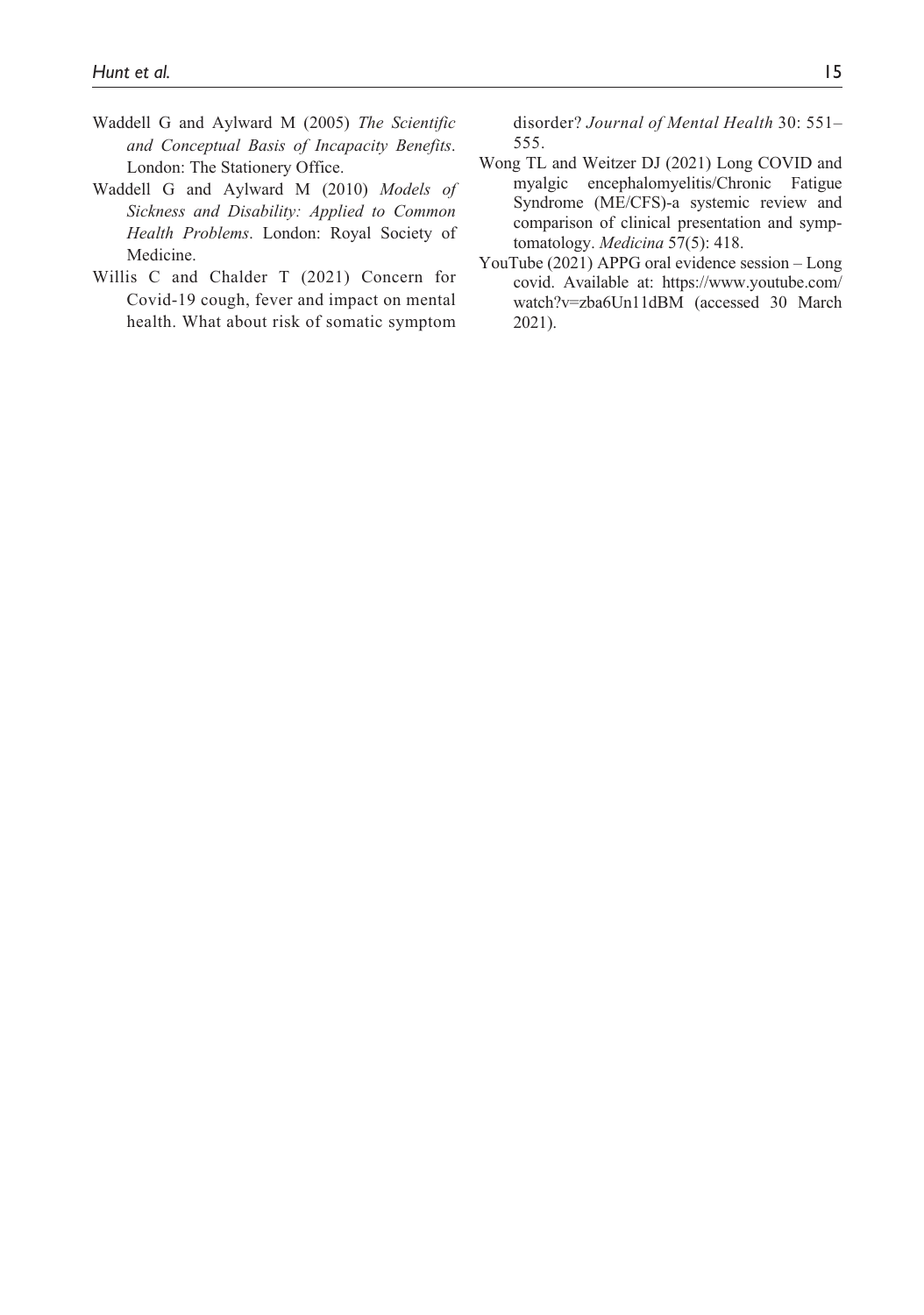Waddell G and Aylward M (2005) *The Scientific and Conceptual Basis of Incapacity Benefits*. London: The Stationery Office.

Waddell G and Aylward M (2010) *Models of Sickness and Disability: Applied to Common Health Problems*. London: Royal Society of Medicine.

Willis C and Chalder T (2021) Concern for Covid-19 cough, fever and impact on mental health. What about risk of somatic symptom disorder? *Journal of Mental Health* 30: 551–555.

Wong TL and Weitzer DJ (2021) Long COVID and myalgic encephalomyelitis/Chronic Fatigue Syndrome (ME/CFS)-a systemic review and comparison of clinical presentation and symptomatology. *Medicina* 57(5): 418.

YouTube (2021) APPG oral evidence session – Long covid. Available at: https://www.youtube.com/watch?v=zba6Un11dBM (accessed 30 March 2021).